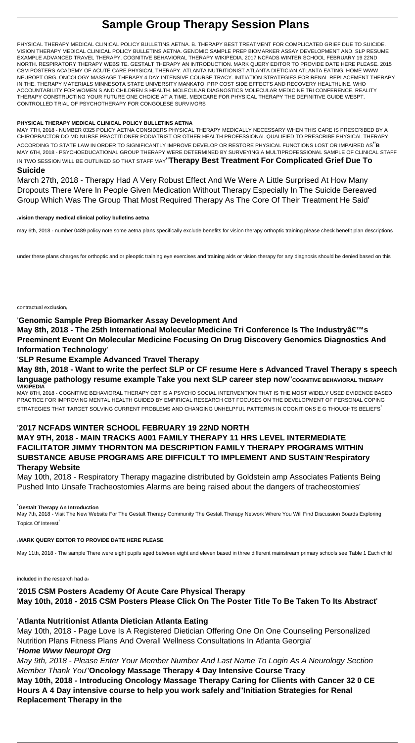# Sample Group Therapy Session Plans

PHYSICAL THERAPY MEDICAL CLINICAL POLICY BULLETINS AETNA. B. THERAPY BEST TREATMENT FOR COMPLICATED GRIEF DUE TO SUICIDE. VISION THERAPY MEDICAL CLINICAL POLICY BULLETINS AETNA. GENOMIC SAMPLE PREP BIOMARKER ASSAY DEVELOPMENT AND. SLP RESUME EXAMPLE ADVANCED TRAVEL THERAPY. COGNITIVE BEHAVIORAL THERAPY WIKIPEDIA. 2017 NCFADS WINTER SCHOOL FEBRUARY 19 22ND NORTH. RESPIRATORY THERAPY WEBSITE. GESTALT THERAPY AN INTRODUCTION. MARK QUERY EDITOR TO PROVIDE DATE HERE PLEASE. 2015 CSM POSTERS ACADEMY OF ACUTE CARE PHYSICAL THERAPY. ATLANTA NUTRITIONIST ATLANTA DIETICIAN ATLANTA EATING. HOME WWW NEUROPT ORG. ONCOLOGY MASSAGE THERAPY 4 DAY INTENSIVE COURSE TRACY. INITIATION STRATEGIES FOR RENAL REPLACEMENT THERAPY IN THE. THERAPY MATERIALS MINNESOTA STATE UNIVERSITY MANKATO. PRP COST SIDE EFFECTS AND RECOVERY HEALTHLINE. WHO ACCOUNTABILITY FOR WOMEN S AND CHILDREN S HEALTH. MOLECULAR DIAGNOSTICS MOLECULAR MEDICINE TRI CONFERENCE. REALITY THERAPY CONSTRUCTING YOUR FUTURE ONE CHOICE AT A TIME. MEDICARE FOR PHYSICAL THERAPY THE DEFINITIVE GUIDE WEBPT. CONTROLLED TRIAL OF PSYCHOTHERAPY FOR CONGOLESE SURVIVORS

**PHYSICAL THERAPY MEDICAL CLINICAL POLICY BULLETINS AETNA**

MAY 7TH, 2018 - NUMBER 0325 POLICY AETNA CONSIDERS PHYSICAL THERAPY MEDICALLY NECESSARY WHEN THIS CARE IS PRESCRIBED BY A CHIROPRACTOR DO MD NURSE PRACTITIONER PODIATRIST OR OTHER HEALTH PROFESSIONAL QUALIFIED TO PRESCRIBE PHYSICAL THERAPY ACCORDING TO STATE LAW IN ORDER TO SIGNIFICANTLY IMPROVE DEVELOP OR RESTORE PHYSICAL FUNCTIONS LOST OR IMPAIRED AS''**B**

MAY 6TH, 2018 - PSYCHOEDUCATIONAL GROUP THERAPY WERE DETERMINED BY SURVEYING A MULTIPROFESSIONAL SAMPLE OF CLINICAL STAFF IN TWO SESSION WILL BE OUTLINED SO THAT STAFF MAY''**Therapy Best Treatment For Complicated Grief Due To Suicide**

March 27th, 2018 - Therapy Had A Very Robust Effect And We Were A Little Surprised At How Many Dropouts There Were In People Given Medication Without Therapy Especially In The Suicide Bereaved Group Which Was The Group That Most Required Therapy As The Core Of Their Treatment He Said'

'**vision therapy medical clinical policy bulletins aetna**

may 6th, 2018 - number 0489 policy note some aetna plans specifically exclude benefits for vision therapy orthoptic training please check benefit plan descriptions under these plans charges for orthoptic and or pleoptic training eye exercises and training aids or vision therapy for any diagnosis should be denied based on this contractual exclusion'

'**Genomic Sample Prep Biomarker Assay Development And**

**May 8th, 2018 - The 25th International Molecular Medicine Tri Conference Is The Industry’s Preeminent Event On Molecular Medicine Focusing On Drug Discovery Genomics Diagnostics And Information Technology**'

'**SLP Resume Example Advanced Travel Therapy**

**May 8th, 2018 - Want to write the perfect SLP or CF resume Here s Advanced Travel Therapy s speech language pathology resume example Take you next SLP career step now**''**COGNITIVE BEHAVIORAL THERAPY WIKIPEDIA**

MAY 8TH, 2018 - COGNITIVE BEHAVIORAL THERAPY CBT IS A PSYCHO SOCIAL INTERVENTION THAT IS THE MOST WIDELY USED EVIDENCE BASED PRACTICE FOR IMPROVING MENTAL HEALTH GUIDED BY EMPIRICAL RESEARCH CBT FOCUSES ON THE DEVELOPMENT OF PERSONAL COPING STRATEGIES THAT TARGET SOLVING CURRENT PROBLEMS AND CHANGING UNHELPFUL PATTERNS IN COGNITIONS E G THOUGHTS BELIEFS'

'**2017 NCFADS WINTER SCHOOL FEBRUARY 19 22ND NORTH**

**MAY 9TH, 2018 - MAIN TRACKS A001 FAMILY THERAPY 11 HRS LEVEL INTERMEDIATE FACILITATOR JIMMY THORNTON MA DESCRIPTION FAMILY THERAPY PROGRAMS WITHIN SUBSTANCE ABUSE PROGRAMS ARE DIFFICULT TO IMPLEMENT AND SUSTAIN**''**Respiratory Therapy Website**

May 10th, 2018 - Respiratory Therapy magazine distributed by Goldstein amp Associates Patients Being Pushed Into Unsafe Tracheostomies Alarms are being raised about the dangers of tracheostomies'

'**Gestalt Therapy An Introduction**

May 7th, 2018 - Visit The New Website For The Gestalt Therapy Community The Gestalt Therapy Network Where You Will Find Discussion Boards Exploring Topics Of Interest'

'**MARK QUERY EDITOR TO PROVIDE DATE HERE PLEASE**

May 11th, 2018 - The sample There were eight pupils aged between eight and eleven based in three different mainstream primary schools see Table 1 Each child included in the research had a'

'**2015 CSM Posters Academy Of Acute Care Physical Therapy**

**May 10th, 2018 - 2015 CSM Posters Please Click On The Poster Title To Be Taken To Its Abstract**'

'**Atlanta Nutritionist Atlanta Dietician Atlanta Eating**

May 10th, 2018 - Page Love Is A Registered Dietician Offering One On One Counseling Personalized Nutrition Plans Fitness Plans And Overall Wellness Consultations In Atlanta Georgia'

'***Home Www Neuropt Org***

*May 9th, 2018 - Please Enter Your Member Number And Last Name To Login As A Neurology Section Member Thank You*''**Oncology Massage Therapy 4 Day Intensive Course Tracy**

**May 10th, 2018 - Introducing Oncology Massage Therapy Caring for Clients with Cancer 32 0 CE Hours A 4 Day intensive course to help you work safely and**''**Initiation Strategies for Renal Replacement Therapy in the**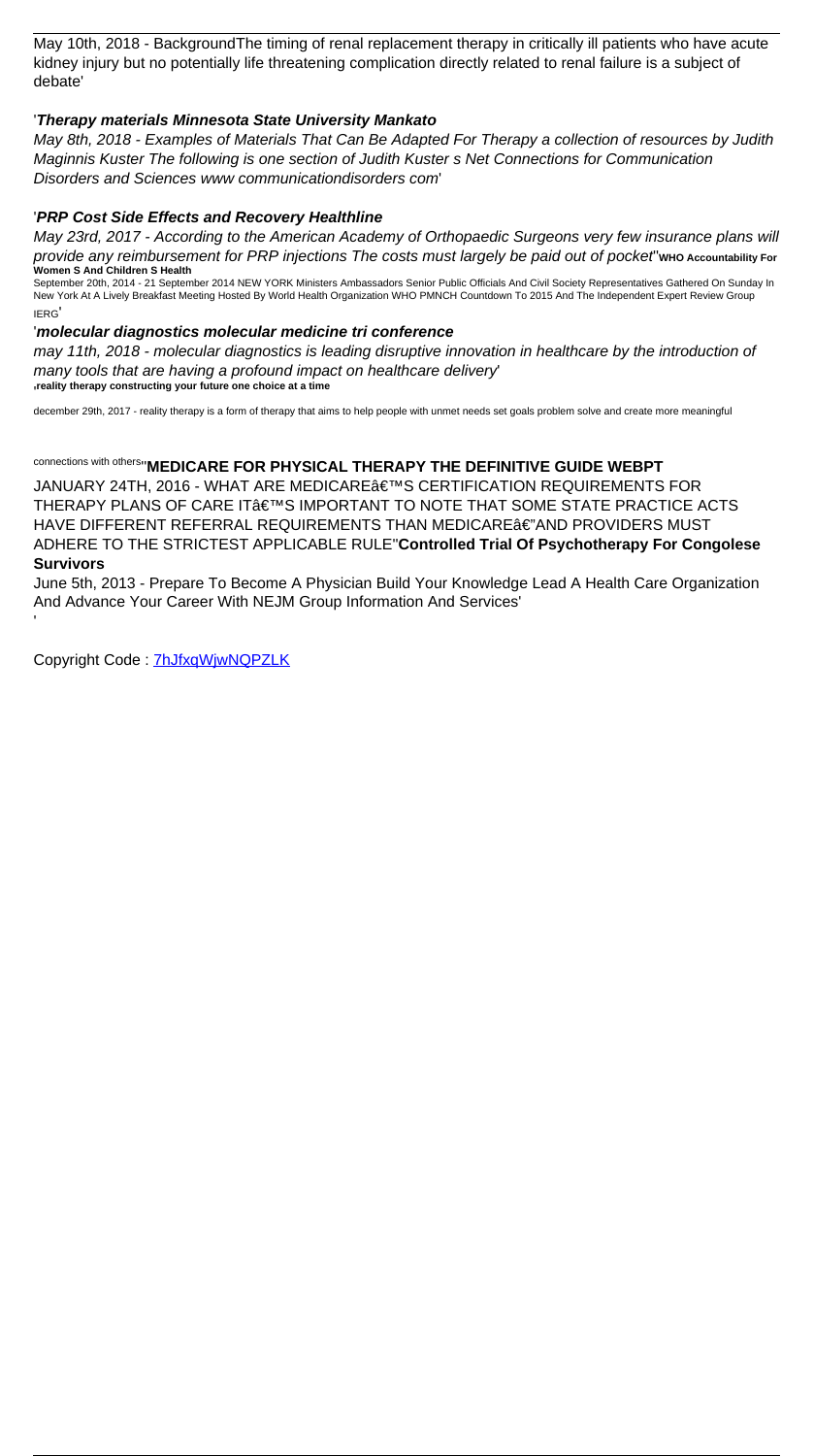May 10th, 2018 - BackgroundThe timing of renal replacement therapy in critically ill patients who have acute kidney injury but no potentially life threatening complication directly related to renal failure is a subject of debate'

'***Therapy materials Minnesota State University Mankato***

*May 8th, 2018 - Examples of Materials That Can Be Adapted For Therapy a collection of resources by Judith Maginnis Kuster The following is one section of Judith Kuster s Net Connections for Communication Disorders and Sciences www communicationdisorders com*'

'***PRP Cost Side Effects and Recovery Healthline***

*May 23rd, 2017 - According to the American Academy of Orthopaedic Surgeons very few insurance plans will provide any reimbursement for PRP injections The costs must largely be paid out of pocket*''**WHO Accountability For Women S And Children S Health**

September 20th, 2014 - 21 September 2014 NEW YORK Ministers Ambassadors Senior Public Officials And Civil Society Representatives Gathered On Sunday In New York At A Lively Breakfast Meeting Hosted By World Health Organization WHO PMNCH Countdown To 2015 And The Independent Expert Review Group IERG'

'***molecular diagnostics molecular medicine tri conference***

*may 11th, 2018 - molecular diagnostics is leading disruptive innovation in healthcare by the introduction of many tools that are having a profound impact on healthcare delivery*'

'**reality therapy constructing your future one choice at a time**

december 29th, 2017 - reality therapy is a form of therapy that aims to help people with unmet needs set goals problem solve and create more meaningful connections with others''**MEDICARE FOR PHYSICAL THERAPY THE DEFINITIVE GUIDE WEBPT**

JANUARY 24TH, 2016 - WHAT ARE MEDICAREâ€™S CERTIFICATION REQUIREMENTS FOR THERAPY PLANS OF CARE ITâ€™S IMPORTANT TO NOTE THAT SOME STATE PRACTICE ACTS HAVE DIFFERENT REFERRAL REQUIREMENTS THAN MEDICAREâ€"AND PROVIDERS MUST ADHERE TO THE STRICTEST APPLICABLE RULE''**Controlled Trial Of Psychotherapy For Congolese Survivors**

June 5th, 2013 - Prepare To Become A Physician Build Your Knowledge Lead A Health Care Organization And Advance Your Career With NEJM Group Information And Services'

'

Copyright Code : 7hJfxqWjwNQPZLK